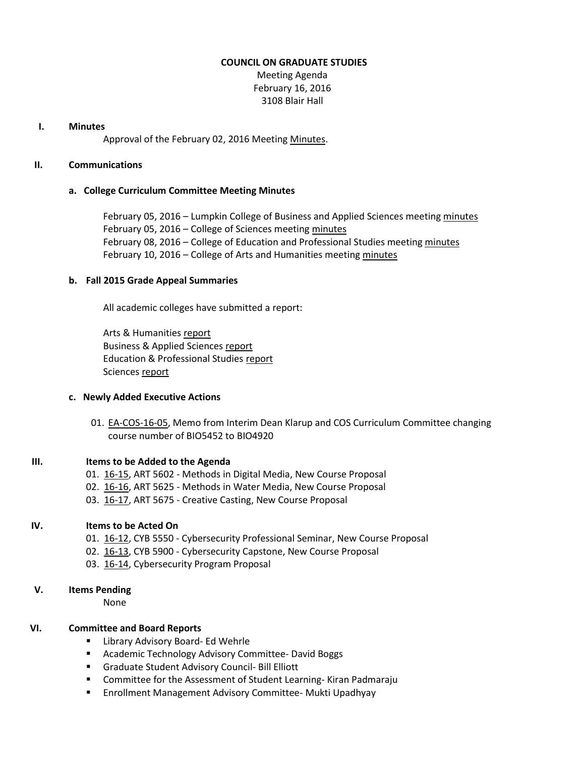**COUNCIL ON GRADUATE STUDIES**

Meeting Agenda
February 16, 2016
3108 Blair Hall

## I. Minutes

Approval of the February 02, 2016 Meeting Minutes.

## II. Communications

### a. College Curriculum Committee Meeting Minutes

February 05, 2016 – Lumpkin College of Business and Applied Sciences meeting minutes
February 05, 2016 – College of Sciences meeting minutes
February 08, 2016 – College of Education and Professional Studies meeting minutes
February 10, 2016 – College of Arts and Humanities meeting minutes

### b. Fall 2015 Grade Appeal Summaries

All academic colleges have submitted a report:

Arts & Humanities report
Business & Applied Sciences report
Education & Professional Studies report
Sciences report

### c. Newly Added Executive Actions

01. EA-COS-16-05, Memo from Interim Dean Klarup and COS Curriculum Committee changing course number of BIO5452 to BIO4920

## III. Items to be Added to the Agenda

01. 16-15, ART 5602 - Methods in Digital Media, New Course Proposal
02. 16-16, ART 5625 - Methods in Water Media, New Course Proposal
03. 16-17, ART 5675 - Creative Casting, New Course Proposal

## IV. Items to be Acted On

01. 16-12, CYB 5550 - Cybersecurity Professional Seminar, New Course Proposal
02. 16-13, CYB 5900 - Cybersecurity Capstone, New Course Proposal
03. 16-14, Cybersecurity Program Proposal

## V. Items Pending

None

## VI. Committee and Board Reports

- Library Advisory Board- Ed Wehrle
- Academic Technology Advisory Committee- David Boggs
- Graduate Student Advisory Council- Bill Elliott
- Committee for the Assessment of Student Learning- Kiran Padmaraju
- Enrollment Management Advisory Committee- Mukti Upadhyay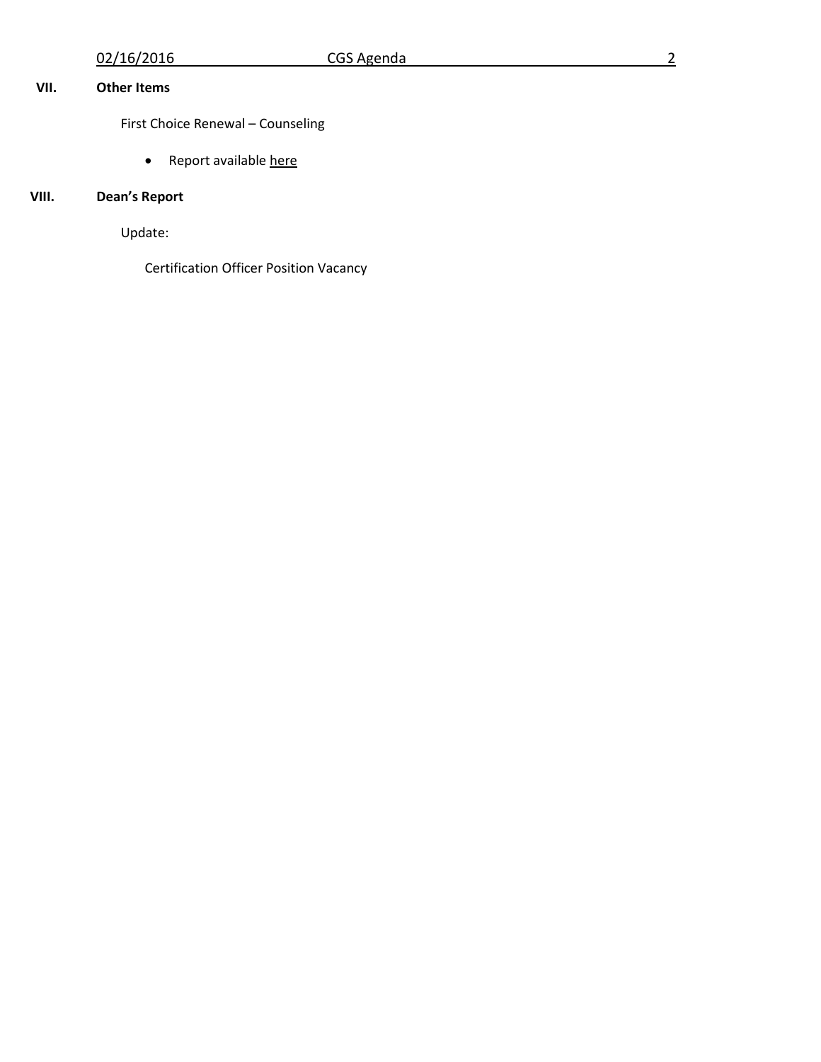## VII. Other Items

First Choice Renewal – Counseling

- Report available here

## VIII. Dean's Report

Update:

Certification Officer Position Vacancy